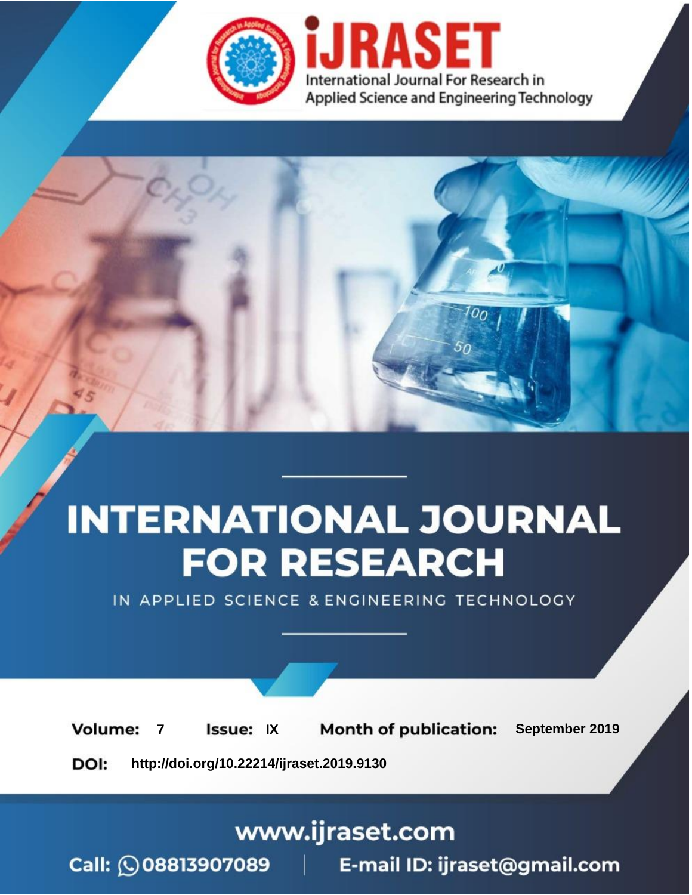International Journal For Research in Applied Science and Engineering Technology

# INTERNATIONAL JOURNAL FOR RESEARCH

IN APPLIED SCIENCE & ENGINEERING TECHNOLOGY

**Volume:** 7 **Issue:** IX **Month of publication:** September 2019

**DOI:** http://doi.org/10.22214/ijraset.2019.9130

www.ijraset.com

Call: 08813907089 | E-mail ID: ijraset@gmail.com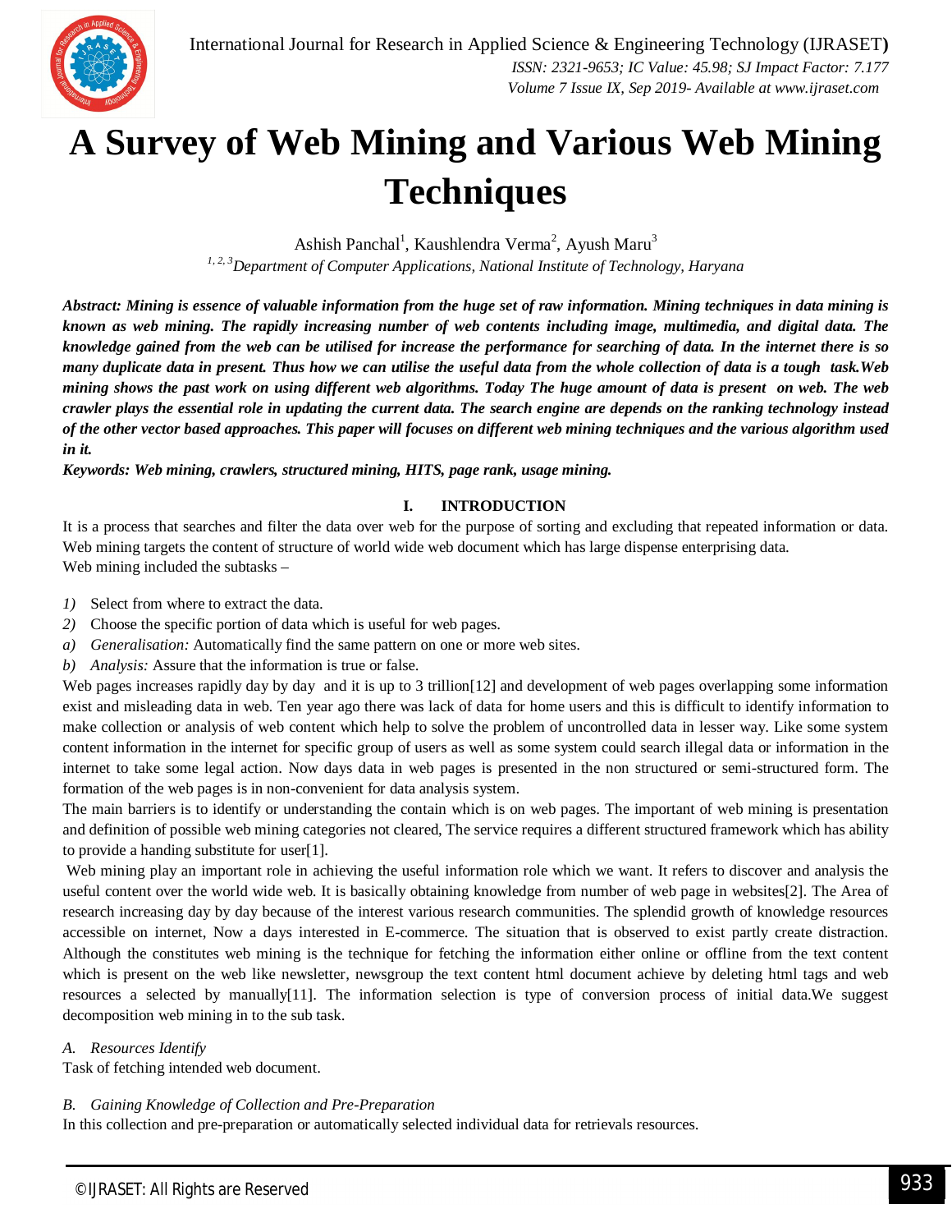# A Survey of Web Mining and Various Web Mining Techniques

Ashish Panchal[1], Kaushlendra Verma[2], Ayush Maru[3]

[1, 2, 3]*Department of Computer Applications, National Institute of Technology, Haryana*

***Abstract:** Mining is essence of valuable information from the huge set of raw information. Mining techniques in data mining is known as web mining. The rapidly increasing number of web contents including image, multimedia, and digital data. The knowledge gained from the web can be utilised for increase the performance for searching of data. In the internet there is so many duplicate data in present. Thus how we can utilise the useful data from the whole collection of data is a tough task.Web mining shows the past work on using different web algorithms. Today The huge amount of data is present on web. The web crawler plays the essential role in updating the current data. The search engine are depends on the ranking technology instead of the other vector based approaches. This paper will focuses on different web mining techniques and the various algorithm used in it.*

***Keywords:** Web mining, crawlers, structured mining, HITS, page rank, usage mining.*

## I. INTRODUCTION

It is a process that searches and filter the data over web for the purpose of sorting and excluding that repeated information or data. Web mining targets the content of structure of world wide web document which has large dispense enterprising data.

Web mining included the subtasks –

1) Select from where to extract the data.
2) Choose the specific portion of data which is useful for web pages.

a) *Generalisation:* Automatically find the same pattern on one or more web sites.
b) *Analysis:* Assure that the information is true or false.

Web pages increases rapidly day by day and it is up to 3 trillion[12] and development of web pages overlapping some information exist and misleading data in web. Ten year ago there was lack of data for home users and this is difficult to identify information to make collection or analysis of web content which help to solve the problem of uncontrolled data in lesser way. Like some system content information in the internet for specific group of users as well as some system could search illegal data or information in the internet to take some legal action. Now days data in web pages is presented in the non structured or semi-structured form. The formation of the web pages is in non-convenient for data analysis system.

The main barriers is to identify or understanding the contain which is on web pages. The important of web mining is presentation and definition of possible web mining categories not cleared, The service requires a different structured framework which has ability to provide a handing substitute for user[1].

Web mining play an important role in achieving the useful information role which we want. It refers to discover and analysis the useful content over the world wide web. It is basically obtaining knowledge from number of web page in websites[2]. The Area of research increasing day by day because of the interest various research communities. The splendid growth of knowledge resources accessible on internet, Now a days interested in E-commerce. The situation that is observed to exist partly create distraction. Although the constitutes web mining is the technique for fetching the information either online or offline from the text content which is present on the web like newsletter, newsgroup the text content html document achieve by deleting html tags and web resources a selected by manually[11]. The information selection is type of conversion process of initial data.We suggest decomposition web mining in to the sub task.

### A. Resources Identify

Task of fetching intended web document.

### B. Gaining Knowledge of Collection and Pre-Preparation

In this collection and pre-preparation or automatically selected individual data for retrievals resources.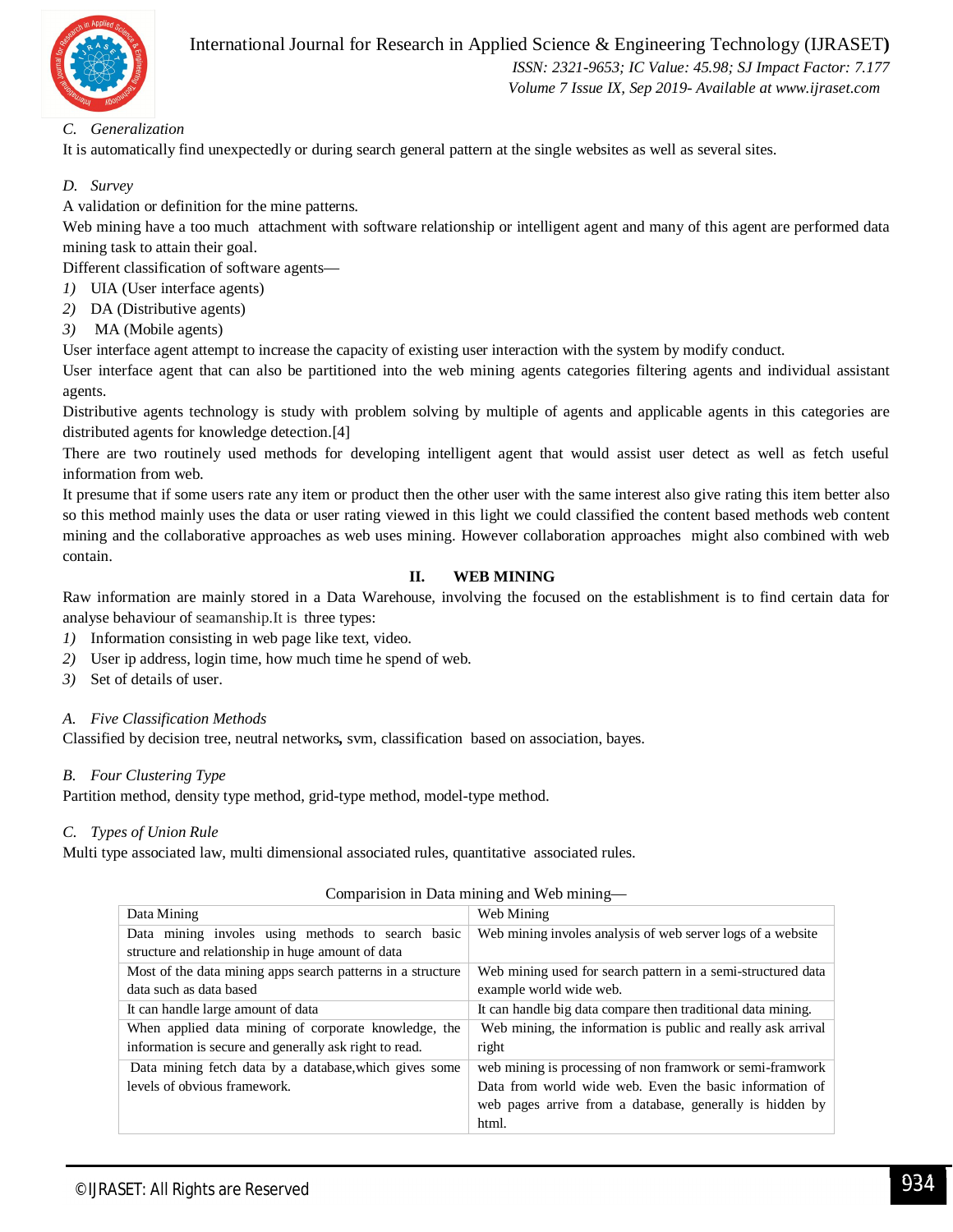### C. Generalization

It is automatically find unexpectedly or during search general pattern at the single websites as well as several sites.

### D. Survey

A validation or definition for the mine patterns.

Web mining have a too much attachment with software relationship or intelligent agent and many of this agent are performed data mining task to attain their goal.

Different classification of software agents—

1) UIA (User interface agents)
2) DA (Distributive agents)
3) MA (Mobile agents)

User interface agent attempt to increase the capacity of existing user interaction with the system by modify conduct.

User interface agent that can also be partitioned into the web mining agents categories filtering agents and individual assistant agents.

Distributive agents technology is study with problem solving by multiple of agents and applicable agents in this categories are distributed agents for knowledge detection.[4]

There are two routinely used methods for developing intelligent agent that would assist user detect as well as fetch useful information from web.

It presume that if some users rate any item or product then the other user with the same interest also give rating this item better also so this method mainly uses the data or user rating viewed in this light we could classified the content based methods web content mining and the collaborative approaches as web uses mining. However collaboration approaches might also combined with web contain.

## II. WEB MINING

Raw information are mainly stored in a Data Warehouse, involving the focused on the establishment is to find certain data for analyse behaviour of seamanship.It is three types:

1) Information consisting in web page like text, video.
2) User ip address, login time, how much time he spend of web.
3) Set of details of user.

### A. Five Classification Methods

Classified by decision tree, neutral networks**,** svm, classification based on association, bayes.

### B. Four Clustering Type

Partition method, density type method, grid-type method, model-type method.

### C. Types of Union Rule

Multi type associated law, multi dimensional associated rules, quantitative associated rules.

Comparision in Data mining and Web mining—

| Data Mining | Web Mining |
|---|---|
| Data mining involes using methods to search basic structure and relationship in huge amount of data | Web mining involes analysis of web server logs of a website |
| Most of the data mining apps search patterns in a structure data such as data based | Web mining used for search pattern in a semi-structured data example world wide web. |
| It can handle large amount of data | It can handle big data compare then traditional data mining. |
| When applied data mining of corporate knowledge, the information is secure and generally ask right to read. | Web mining, the information is public and really ask arrival right |
| Data mining fetch data by a database,which gives some levels of obvious framework. | web mining is processing of non framwork or semi-framwork Data from world wide web. Even the basic information of web pages arrive from a database, generally is hidden by html. |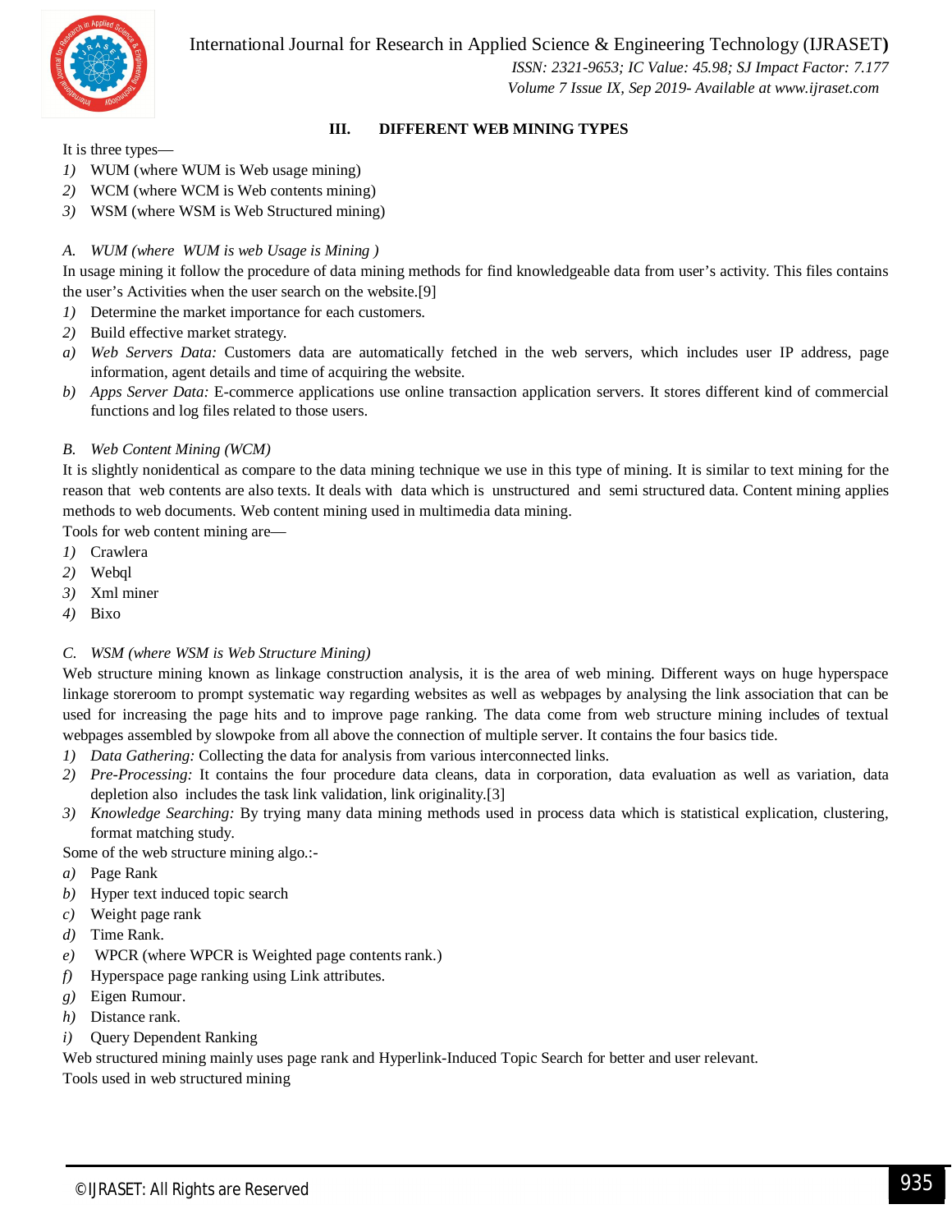## III. DIFFERENT WEB MINING TYPES

It is three types—

1) WUM (where WUM is Web usage mining)
2) WCM (where WCM is Web contents mining)
3) WSM (where WSM is Web Structured mining)

### *A. WUM (where WUM is web Usage is Mining )*

In usage mining it follow the procedure of data mining methods for find knowledgeable data from user's activity. This files contains the user's Activities when the user search on the website.[9]

1) Determine the market importance for each customers.
2) Build effective market strategy.

a) *Web Servers Data:* Customers data are automatically fetched in the web servers, which includes user IP address, page information, agent details and time of acquiring the website.

b) *Apps Server Data:* E-commerce applications use online transaction application servers. It stores different kind of commercial functions and log files related to those users.

### *B. Web Content Mining (WCM)*

It is slightly nonidentical as compare to the data mining technique we use in this type of mining. It is similar to text mining for the reason that web contents are also texts. It deals with data which is unstructured and semi structured data. Content mining applies methods to web documents. Web content mining used in multimedia data mining.

Tools for web content mining are—

1) Crawlera
2) Webql
3) Xml miner
4) Bixo

### *C. WSM (where WSM is Web Structure Mining)*

Web structure mining known as linkage construction analysis, it is the area of web mining. Different ways on huge hyperspace linkage storeroom to prompt systematic way regarding websites as well as webpages by analysing the link association that can be used for increasing the page hits and to improve page ranking. The data come from web structure mining includes of textual webpages assembled by slowpoke from all above the connection of multiple server. It contains the four basics tide.

1) *Data Gathering:* Collecting the data for analysis from various interconnected links.
2) *Pre-Processing:* It contains the four procedure data cleans, data in corporation, data evaluation as well as variation, data depletion also includes the task link validation, link originality.[3]
3) *Knowledge Searching:* By trying many data mining methods used in process data which is statistical explication, clustering, format matching study.

Some of the web structure mining algo.:-

a) Page Rank
b) Hyper text induced topic search
c) Weight page rank
d) Time Rank.
e) WPCR (where WPCR is Weighted page contents rank.)
f) Hyperspace page ranking using Link attributes.
g) Eigen Rumour.
h) Distance rank.
i) Query Dependent Ranking

Web structured mining mainly uses page rank and Hyperlink-Induced Topic Search for better and user relevant.

Tools used in web structured mining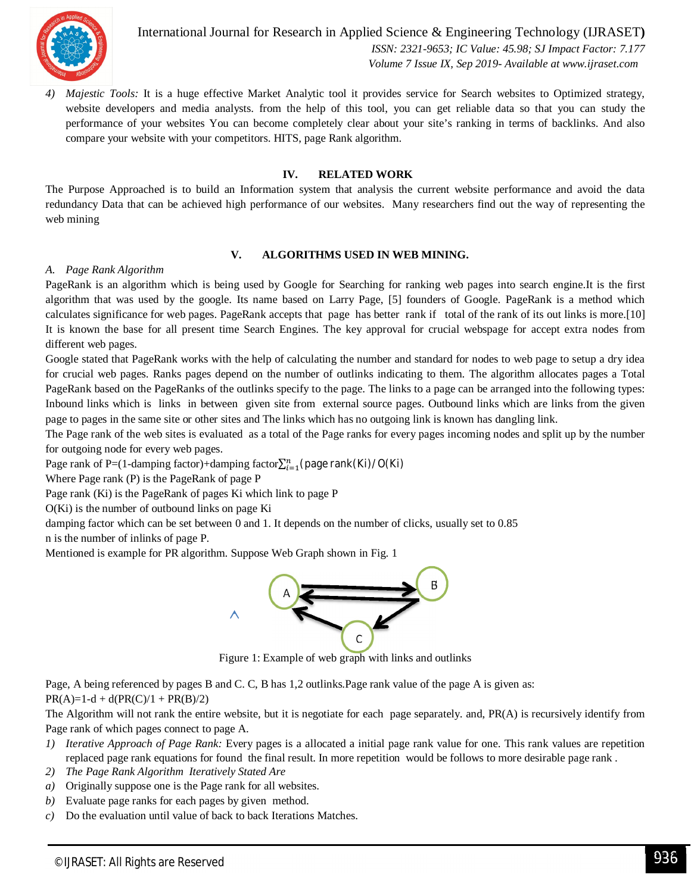4) *Majestic Tools:* It is a huge effective Market Analytic tool it provides service for Search websites to Optimized strategy, website developers and media analysts. from the help of this tool, you can get reliable data so that you can study the performance of your websites You can become completely clear about your site's ranking in terms of backlinks. And also compare your website with your competitors. HITS, page Rank algorithm.

## IV. RELATED WORK

The Purpose Approached is to build an Information system that analysis the current website performance and avoid the data redundancy Data that can be achieved high performance of our websites. Many researchers find out the way of representing the web mining

## V. ALGORITHMS USED IN WEB MINING.

### *A. Page Rank Algorithm*

PageRank is an algorithm which is being used by Google for Searching for ranking web pages into search engine.It is the first algorithm that was used by the google. Its name based on Larry Page, [5] founders of Google. PageRank is a method which calculates significance for web pages. PageRank accepts that page has better rank if total of the rank of its out links is more.[10] It is known the base for all present time Search Engines. The key approval for crucial webspage for accept extra nodes from different web pages.

Google stated that PageRank works with the help of calculating the number and standard for nodes to web page to setup a dry idea for crucial web pages. Ranks pages depend on the number of outlinks indicating to them. The algorithm allocates pages a Total PageRank based on the PageRanks of the outlinks specify to the page. The links to a page can be arranged into the following types: Inbound links which is links in between given site from external source pages. Outbound links which are links from the given page to pages in the same site or other sites and The links which has no outgoing link is known has dangling link.

The Page rank of the web sites is evaluated as a total of the Page ranks for every pages incoming nodes and split up by the number for outgoing node for every web pages.

Page rank of P=(1-damping factor)+damping factor$\sum_{i=1}^{n}$(page rank(Ki)/ O(Ki)

Where Page rank (P) is the PageRank of page P

Page rank (Ki) is the PageRank of pages Ki which link to page P

O(Ki) is the number of outbound links on page Ki

damping factor which can be set between 0 and 1. It depends on the number of clicks, usually set to 0.85

n is the number of inlinks of page P.

Mentioned is example for PR algorithm. Suppose Web Graph shown in Fig. 1

Figure 1: Example of web graph with links and outlinks

Page, A being referenced by pages B and C. C, B has 1,2 outlinks.Page rank value of the page A is given as:

PR(A)=1-d + d(PR(C)/1 + PR(B)/2)

The Algorithm will not rank the entire website, but it is negotiate for each page separately. and, PR(A) is recursively identify from Page rank of which pages connect to page A.

1) *Iterative Approach of Page Rank:* Every pages is a allocated a initial page rank value for one. This rank values are repetition replaced page rank equations for found the final result. In more repetition would be follows to more desirable page rank .
2) *The Page Rank Algorithm Iteratively Stated Are*

a) Originally suppose one is the Page rank for all websites.

b) Evaluate page ranks for each pages by given method.

c) Do the evaluation until value of back to back Iterations Matches.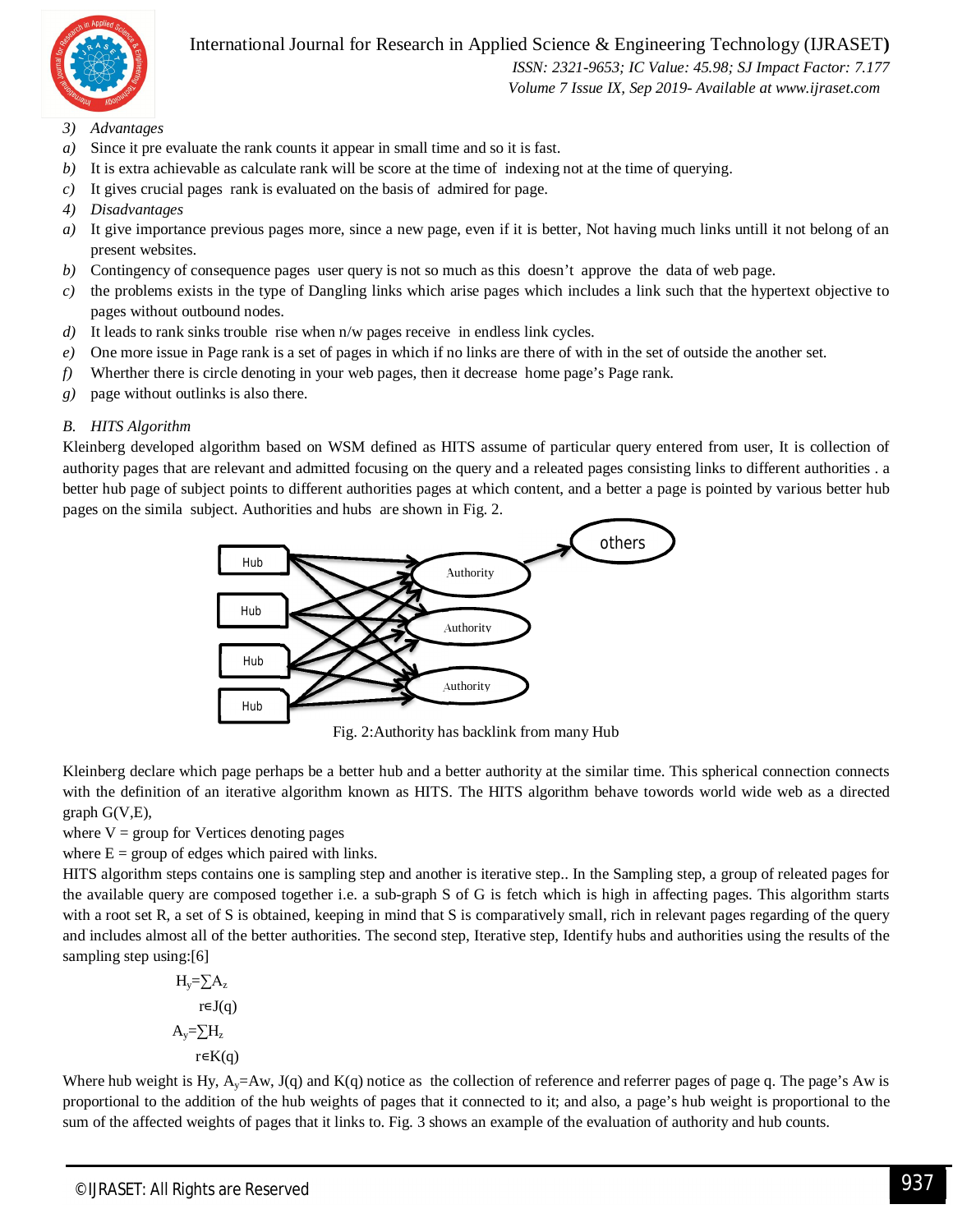3) *Advantages*

a) Since it pre evaluate the rank counts it appear in small time and so it is fast.

b) It is extra achievable as calculate rank will be score at the time of indexing not at the time of querying.

c) It gives crucial pages rank is evaluated on the basis of admired for page.

4) *Disadvantages*

a) It give importance previous pages more, since a new page, even if it is better, Not having much links untill it not belong of an present websites.

b) Contingency of consequence pages user query is not so much as this doesn't approve the data of web page.

c) the problems exists in the type of Dangling links which arise pages which includes a link such that the hypertext objective to pages without outbound nodes.

d) It leads to rank sinks trouble rise when n/w pages receive in endless link cycles.

e) One more issue in Page rank is a set of pages in which if no links are there of with in the set of outside the another set.

f) Wherther there is circle denoting in your web pages, then it decrease home page's Page rank.

g) page without outlinks is also there.

### B. *HITS Algorithm*

Kleinberg developed algorithm based on WSM defined as HITS assume of particular query entered from user, It is collection of authority pages that are relevant and admitted focusing on the query and a releated pages consisting links to different authorities . a better hub page of subject points to different authorities pages at which content, and a better a page is pointed by various better hub pages on the simila subject. Authorities and hubs are shown in Fig. 2.

Fig. 2:Authority has backlink from many Hub

Kleinberg declare which page perhaps be a better hub and a better authority at the similar time. This spherical connection connects with the definition of an iterative algorithm known as HITS. The HITS algorithm behave towords world wide web as a directed graph G(V,E),

where V = group for Vertices denoting pages

where E = group of edges which paired with links.

HITS algorithm steps contains one is sampling step and another is iterative step.. In the Sampling step, a group of releated pages for the available query are composed together i.e. a sub-graph S of G is fetch which is high in affecting pages. This algorithm starts with a root set R, a set of S is obtained, keeping in mind that S is comparatively small, rich in relevant pages regarding of the query and includes almost all of the better authorities. The second step, Iterative step, Identify hubs and authorities using the results of the sampling step using:[6]

$$H_y = \sum_{r \in J(q)} A_z$$

$$A_y = \sum_{r \in K(q)} H_z$$

Where hub weight is Hy, $A_y$=Aw, J(q) and K(q) notice as the collection of reference and referrer pages of page q. The page's Aw is proportional to the addition of the hub weights of pages that it connected to it; and also, a page's hub weight is proportional to the sum of the affected weights of pages that it links to. Fig. 3 shows an example of the evaluation of authority and hub counts.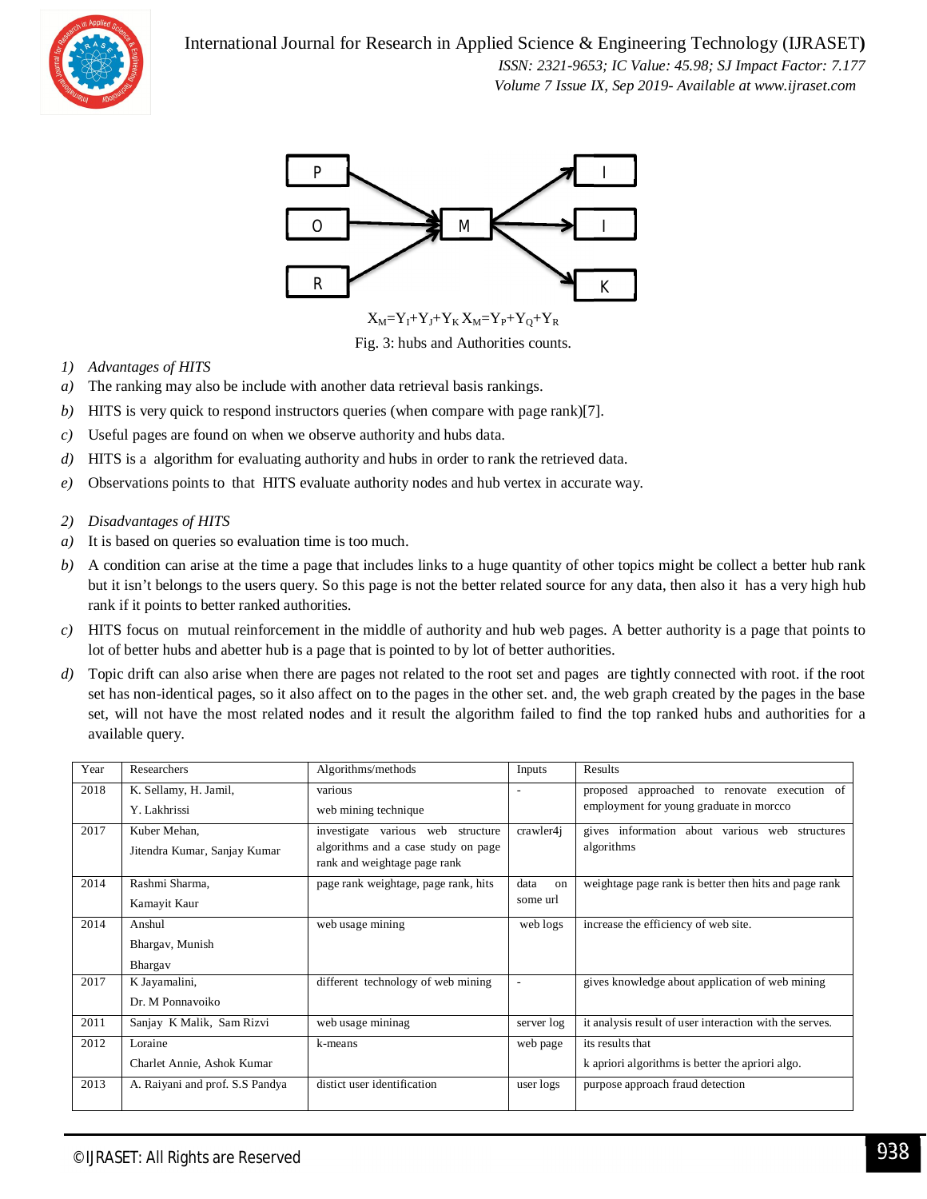$X_M=Y_I+Y_J+Y_K$ $X_M=Y_P+Y_Q+Y_R$

Fig. 3: hubs and Authorities counts.

1) *Advantages of HITS*

*a)* The ranking may also be include with another data retrieval basis rankings.

*b)* HITS is very quick to respond instructors queries (when compare with page rank)[7].

*c)* Useful pages are found on when we observe authority and hubs data.

*d)* HITS is a algorithm for evaluating authority and hubs in order to rank the retrieved data.

*e)* Observations points to that HITS evaluate authority nodes and hub vertex in accurate way.

2) *Disadvantages of HITS*

*a)* It is based on queries so evaluation time is too much.

*b)* A condition can arise at the time a page that includes links to a huge quantity of other topics might be collect a better hub rank but it isn't belongs to the users query. So this page is not the better related source for any data, then also it has a very high hub rank if it points to better ranked authorities.

*c)* HITS focus on mutual reinforcement in the middle of authority and hub web pages. A better authority is a page that points to lot of better hubs and abetter hub is a page that is pointed to by lot of better authorities.

*d)* Topic drift can also arise when there are pages not related to the root set and pages are tightly connected with root. if the root set has non-identical pages, so it also affect on to the pages in the other set. and, the web graph created by the pages in the base set, will not have the most related nodes and it result the algorithm failed to find the top ranked hubs and authorities for a available query.

| Year | Researchers | Algorithms/methods | Inputs | Results |
|---|---|---|---|---|
| 2018 | K. Sellamy, H. Jamil, Y. Lakhrissi | various web mining technique | - | proposed approached to renovate execution of employment for young graduate in morcco |
| 2017 | Kuber Mehan, Jitendra Kumar, Sanjay Kumar | investigate various web structure algorithms and a case study on page rank and weightage page rank | crawler4j | gives information about various web structures algorithms |
| 2014 | Rashmi Sharma, Kamayit Kaur | page rank weightage, page rank, hits | data on some url | weightage page rank is better then hits and page rank |
| 2014 | Anshul Bhargav, Munish Bhargav | web usage mining | web logs | increase the efficiency of web site. |
| 2017 | K Jayamalini, Dr. M Ponnavoiko | different technology of web mining | - | gives knowledge about application of web mining |
| 2011 | Sanjay K Malik, Sam Rizvi | web usage mininag | server log | it analysis result of user interaction with the serves. |
| 2012 | Loraine Charlet Annie, Ashok Kumar | k-means | web page | its results that k apriori algorithms is better the apriori algo. |
| 2013 | A. Raiyani and prof. S.S Pandya | distict user identification | user logs | purpose approach fraud detection |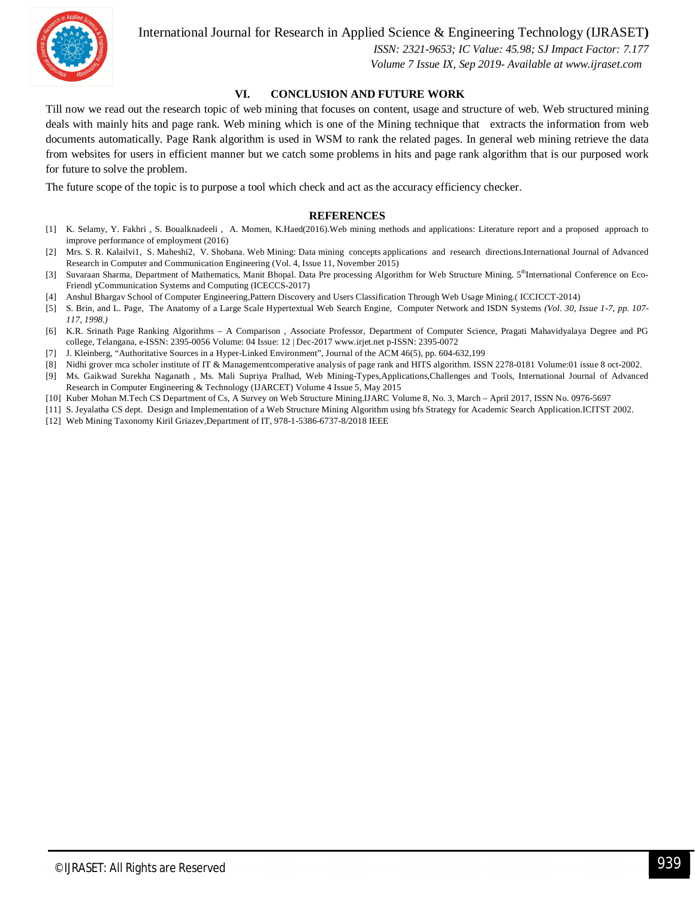## VI. CONCLUSION AND FUTURE WORK

Till now we read out the research topic of web mining that focuses on content, usage and structure of web. Web structured mining deals with mainly hits and page rank. Web mining which is one of the Mining technique that extracts the information from web documents automatically. Page Rank algorithm is used in WSM to rank the related pages. In general web mining retrieve the data from websites for users in efficient manner but we catch some problems in hits and page rank algorithm that is our purposed work for future to solve the problem.

The future scope of the topic is to purpose a tool which check and act as the accuracy efficiency checker.

## REFERENCES

[1] K. Selamy, Y. Fakhri , S. Boualknadeeli , A. Momen, K.Haed(2016).Web mining methods and applications: Literature report and a proposed approach to improve performance of employment (2016)

[2] Mrs. S. R. Kalailvi1, S. Maheshi2, V. Shobana. Web Mining: Data mining concepts applications and research directions.International Journal of Advanced Research in Computer and Communication Engineering (Vol. 4, Issue 11, November 2015)

[3] Suvaraan Sharma, Department of Mathematics, Manit Bhopal. Data Pre processing Algorithm for Web Structure Mining. 5thInternational Conference on Eco-Friendl yCommunication Systems and Computing (ICECCS-2017)

[4] Anshul Bhargav School of Computer Engineering,Pattern Discovery and Users Classification Through Web Usage Mining.( ICCICCT-2014)

[5] S. Brin, and L. Page, The Anatomy of a Large Scale Hypertextual Web Search Engine, Computer Network and ISDN Systems *(Vol. 30, Issue 1-7, pp. 107-117, 1998.)*

[6] K.R. Srinath Page Ranking Algorithms – A Comparison , Associate Professor, Department of Computer Science, Pragati Mahavidyalaya Degree and PG college, Telangana, e-ISSN: 2395-0056 Volume: 04 Issue: 12 | Dec-2017 www.irjet.net p-ISSN: 2395-0072

[7] J. Kleinberg, "Authoritative Sources in a Hyper-Linked Environment", Journal of the ACM 46(5), pp. 604-632,199

[8] Nidhi grover mca scholer institute of IT & Managementcomperative analysis of page rank and HITS algorithm. ISSN 2278-0181 Volume:01 issue 8 oct-2002.

[9] Ms. Gaikwad Surekha Naganath , Ms. Mali Supriya Pralhad, Web Mining-Types,Applications,Challenges and Tools, International Journal of Advanced Research in Computer Engineering & Technology (IJARCET) Volume 4 Issue 5, May 2015

[10] Kuber Mohan M.Tech CS Department of Cs, A Survey on Web Structure Mining.IJARC Volume 8, No. 3, March – April 2017, ISSN No. 0976-5697

[11] S. Jeyalatha CS dept. Design and Implementation of a Web Structure Mining Algorithm using bfs Strategy for Academic Search Application.ICITST 2002.

[12] Web Mining Taxonomy Kiril Griazev,Department of IT, 978-1-5386-6737-8/2018 IEEE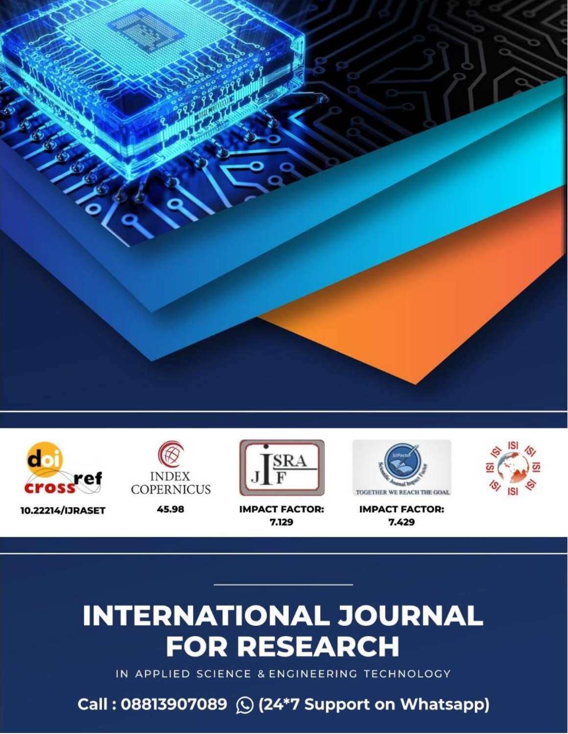10.22214/IJRASET

INDEX COPERNICUS

45.98

IMPACT FACTOR: 7.129

TOGETHER WE REACH THE GOAL

IMPACT FACTOR: 7.429

# INTERNATIONAL JOURNAL FOR RESEARCH

IN APPLIED SCIENCE & ENGINEERING TECHNOLOGY

Call : 08813907089 (24*7 Support on Whatsapp)